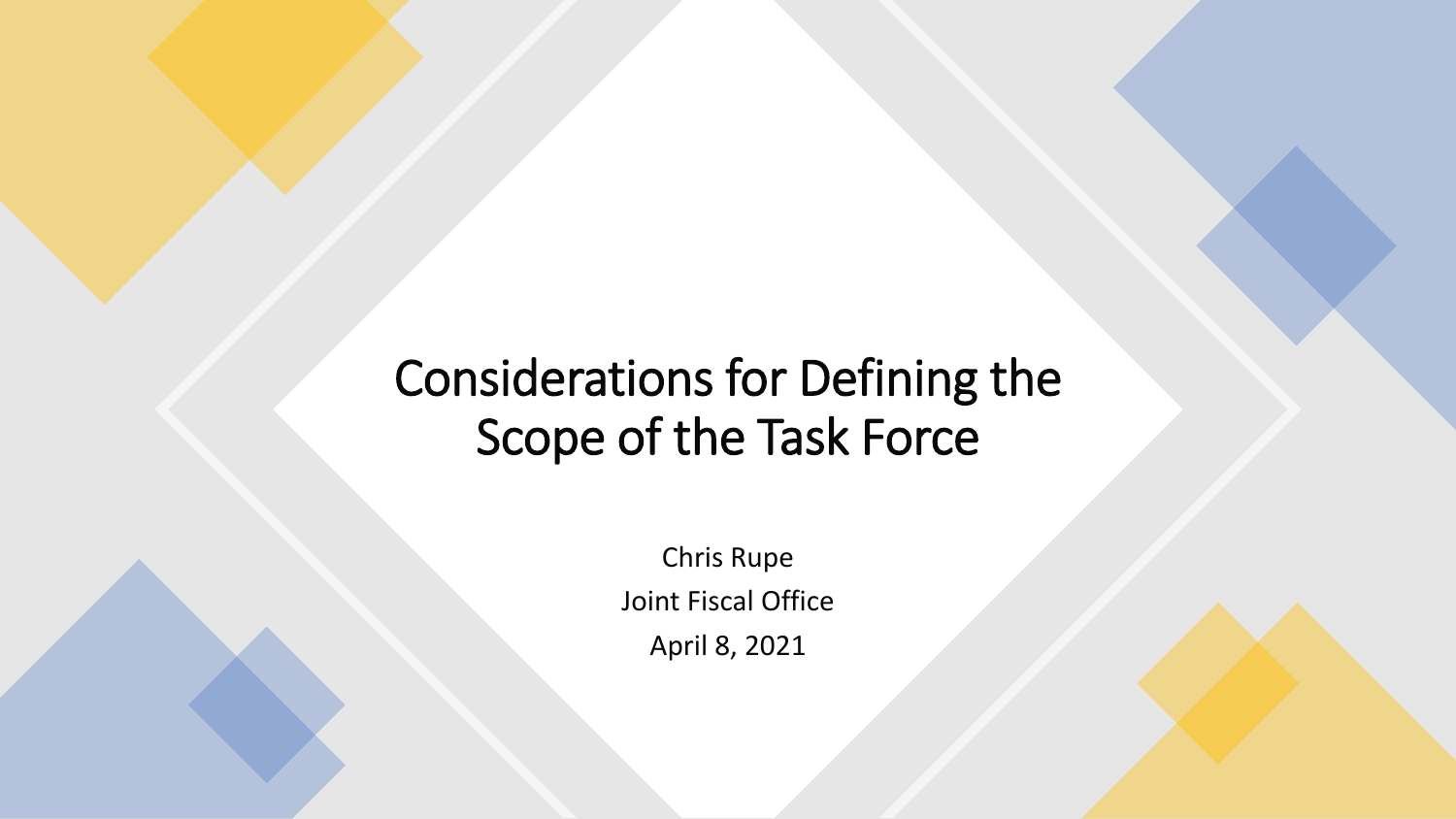# Considerations for Defining the Scope of the Task Force

Chris Rupe

Joint Fiscal Office

April 8, 2021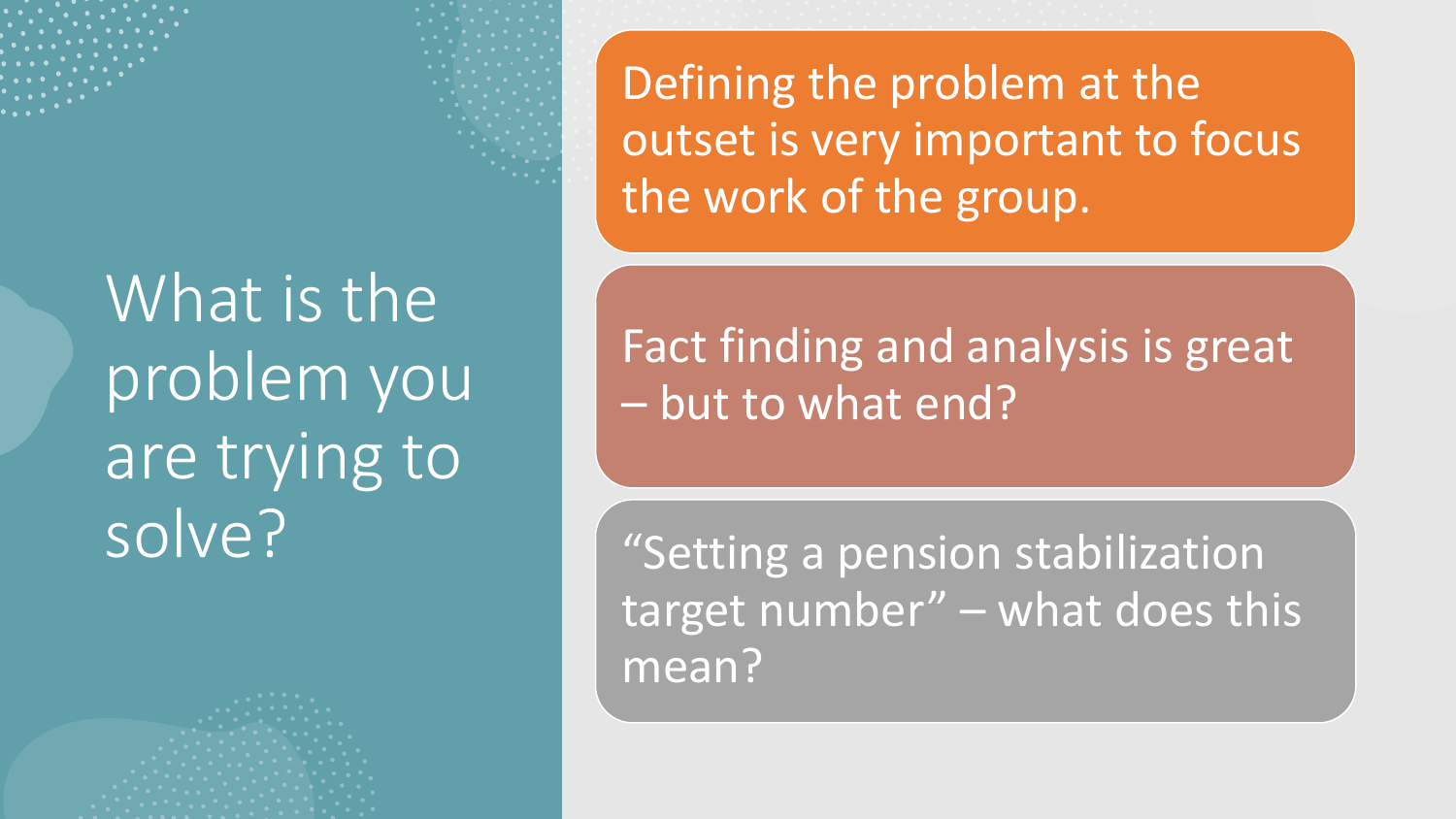# What is the problem you are trying to solve?

Defining the problem at the outset is very important to focus the work of the group.

Fact finding and analysis is great – but to what end?

"Setting a pension stabilization target number" – what does this mean?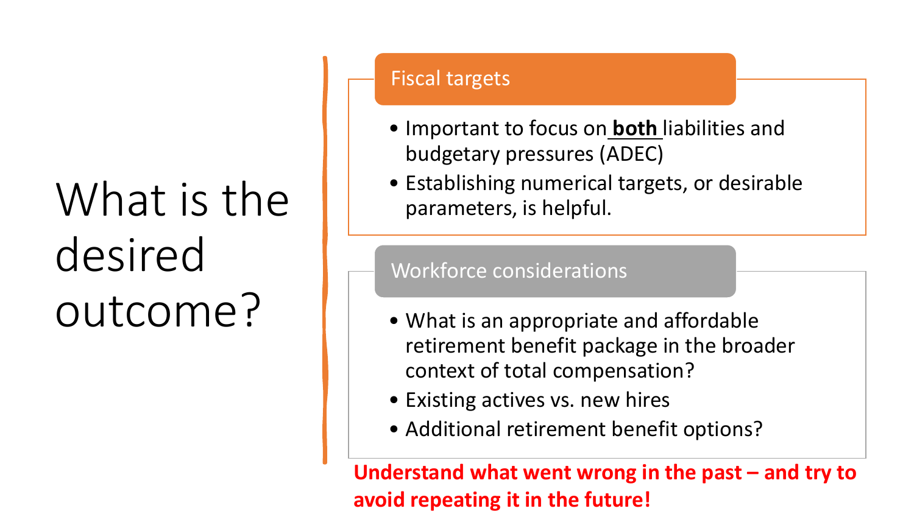# What is the desired outcome?

## Fiscal targets

- Important to focus on **both** liabilities and budgetary pressures (ADEC)
- Establishing numerical targets, or desirable parameters, is helpful.

## Workforce considerations

- What is an appropriate and affordable retirement benefit package in the broader context of total compensation?
- Existing actives vs. new hires
- Additional retirement benefit options?

**Understand what went wrong in the past – and try to avoid repeating it in the future!**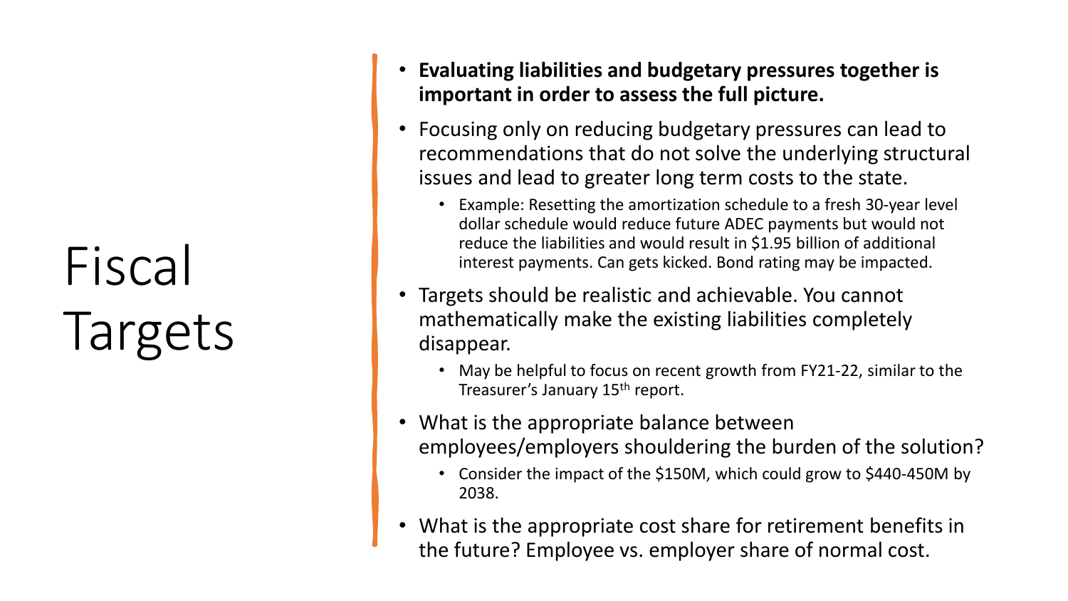# Fiscal Targets

- **Evaluating liabilities and budgetary pressures together is important in order to assess the full picture.**
- Focusing only on reducing budgetary pressures can lead to recommendations that do not solve the underlying structural issues and lead to greater long term costs to the state.
  - Example: Resetting the amortization schedule to a fresh 30-year level dollar schedule would reduce future ADEC payments but would not reduce the liabilities and would result in $1.95 billion of additional interest payments. Can gets kicked. Bond rating may be impacted.
- Targets should be realistic and achievable. You cannot mathematically make the existing liabilities completely disappear.
  - May be helpful to focus on recent growth from FY21-22, similar to the Treasurer's January 15th report.
- What is the appropriate balance between employees/employers shouldering the burden of the solution?
  - Consider the impact of the $150M, which could grow to $440-450M by 2038.
- What is the appropriate cost share for retirement benefits in the future? Employee vs. employer share of normal cost.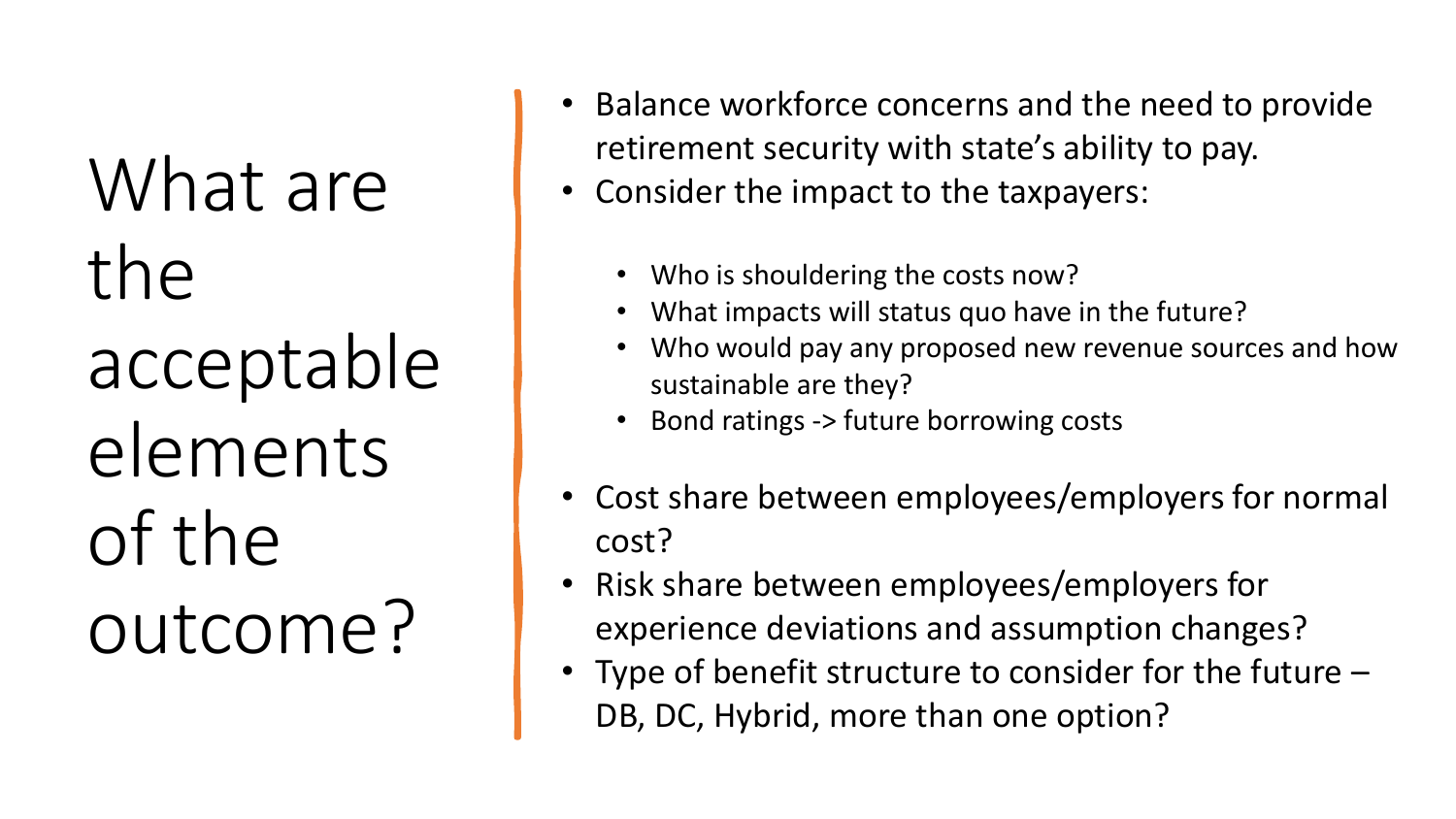# What are the acceptable elements of the outcome?

- Balance workforce concerns and the need to provide retirement security with state's ability to pay.
- Consider the impact to the taxpayers:
  - Who is shouldering the costs now?
  - What impacts will status quo have in the future?
  - Who would pay any proposed new revenue sources and how sustainable are they?
  - Bond ratings -> future borrowing costs
- Cost share between employees/employers for normal cost?
- Risk share between employees/employers for experience deviations and assumption changes?
- Type of benefit structure to consider for the future – DB, DC, Hybrid, more than one option?